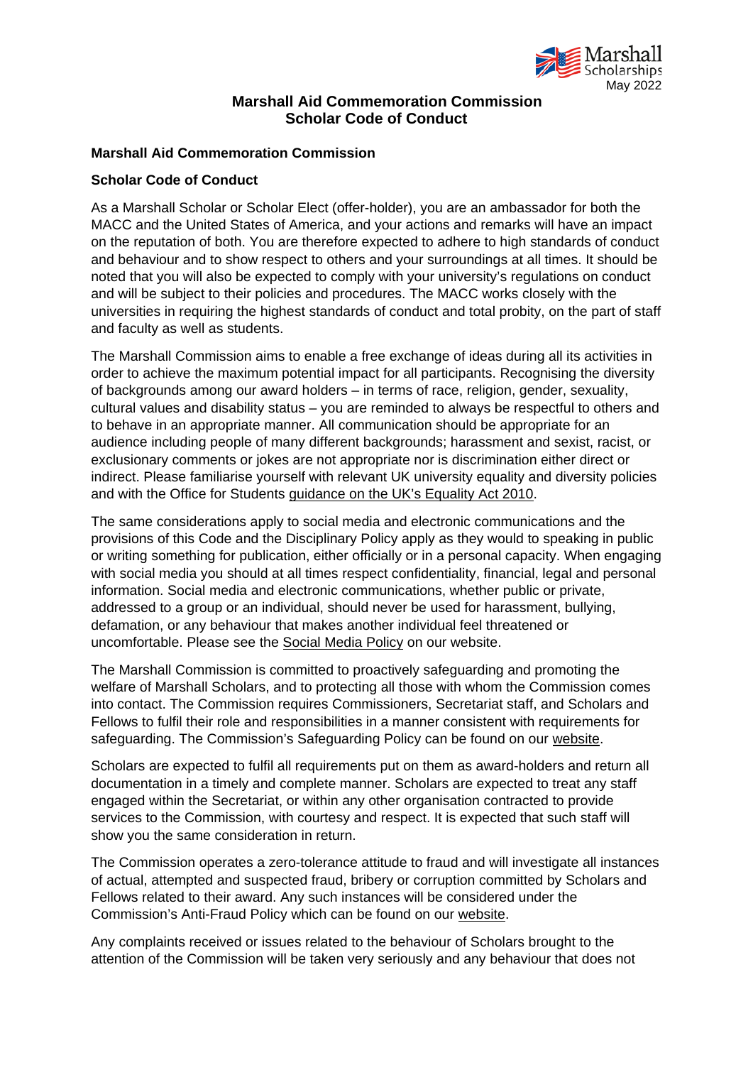May 2022

# Marshall Aid Commemoration Commission
# Scholar Code of Conduct

**Marshall Aid Commemoration Commission**

**Scholar Code of Conduct**

As a Marshall Scholar or Scholar Elect (offer-holder), you are an ambassador for both the MACC and the United States of America, and your actions and remarks will have an impact on the reputation of both. You are therefore expected to adhere to high standards of conduct and behaviour and to show respect to others and your surroundings at all times. It should be noted that you will also be expected to comply with your university's regulations on conduct and will be subject to their policies and procedures. The MACC works closely with the universities in requiring the highest standards of conduct and total probity, on the part of staff and faculty as well as students.

The Marshall Commission aims to enable a free exchange of ideas during all its activities in order to achieve the maximum potential impact for all participants. Recognising the diversity of backgrounds among our award holders – in terms of race, religion, gender, sexuality, cultural values and disability status – you are reminded to always be respectful to others and to behave in an appropriate manner. All communication should be appropriate for an audience including people of many different backgrounds; harassment and sexist, racist, or exclusionary comments or jokes are not appropriate nor is discrimination either direct or indirect. Please familiarise yourself with relevant UK university equality and diversity policies and with the Office for Students guidance on the UK's Equality Act 2010.

The same considerations apply to social media and electronic communications and the provisions of this Code and the Disciplinary Policy apply as they would to speaking in public or writing something for publication, either officially or in a personal capacity. When engaging with social media you should at all times respect confidentiality, financial, legal and personal information. Social media and electronic communications, whether public or private, addressed to a group or an individual, should never be used for harassment, bullying, defamation, or any behaviour that makes another individual feel threatened or uncomfortable. Please see the Social Media Policy on our website.

The Marshall Commission is committed to proactively safeguarding and promoting the welfare of Marshall Scholars, and to protecting all those with whom the Commission comes into contact. The Commission requires Commissioners, Secretariat staff, and Scholars and Fellows to fulfil their role and responsibilities in a manner consistent with requirements for safeguarding. The Commission's Safeguarding Policy can be found on our website.

Scholars are expected to fulfil all requirements put on them as award-holders and return all documentation in a timely and complete manner. Scholars are expected to treat any staff engaged within the Secretariat, or within any other organisation contracted to provide services to the Commission, with courtesy and respect. It is expected that such staff will show you the same consideration in return.

The Commission operates a zero-tolerance attitude to fraud and will investigate all instances of actual, attempted and suspected fraud, bribery or corruption committed by Scholars and Fellows related to their award. Any such instances will be considered under the Commission's Anti-Fraud Policy which can be found on our website.

Any complaints received or issues related to the behaviour of Scholars brought to the attention of the Commission will be taken very seriously and any behaviour that does not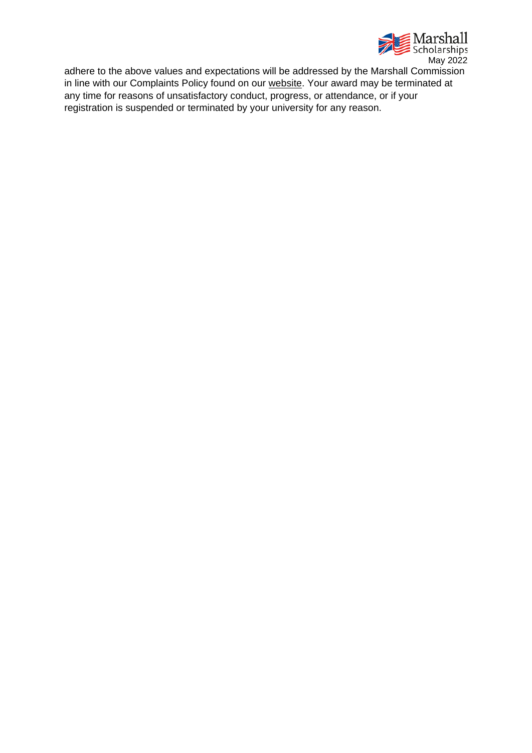adhere to the above values and expectations will be addressed by the Marshall Commission in line with our Complaints Policy found on our website. Your award may be terminated at any time for reasons of unsatisfactory conduct, progress, or attendance, or if your registration is suspended or terminated by your university for any reason.